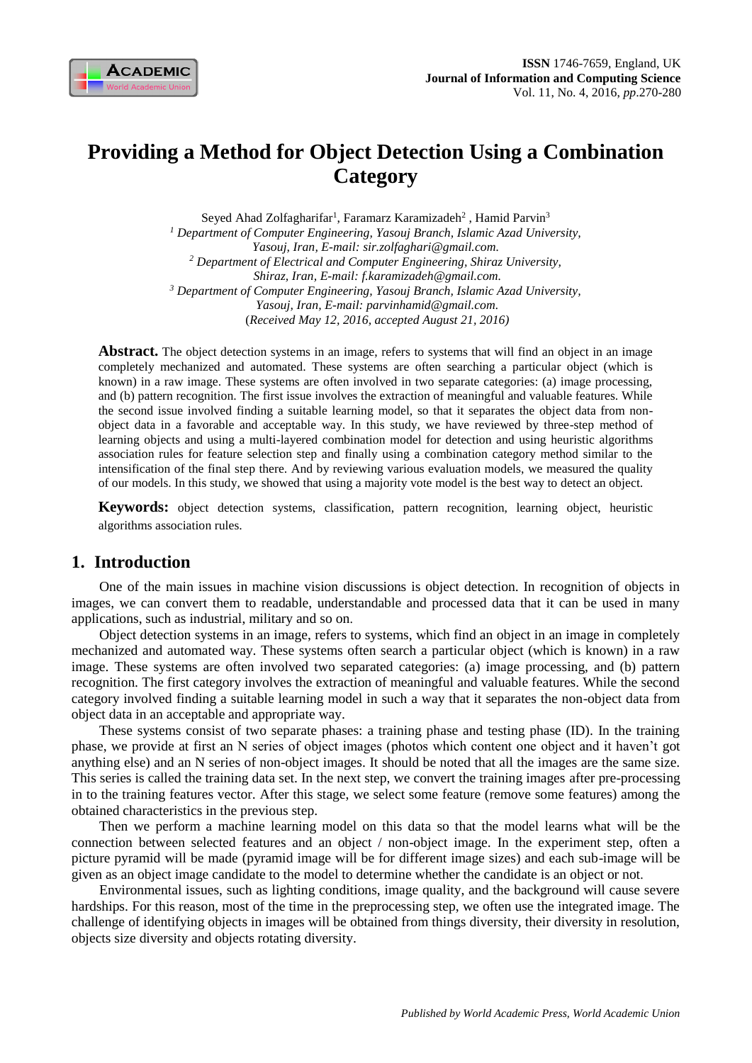# Providing a Method for Object Detection Using a Combination Category

Seyed Ahad Zolfagharifar[1], Faramarz Karamizadeh[2] , Hamid Parvin[3]

[1] *Department of Computer Engineering, Yasouj Branch, Islamic Azad University, Yasouj, Iran, E-mail: sir.zolfaghari@gmail.com.*

[2] *Department of Electrical and Computer Engineering, Shiraz University, Shiraz, Iran, E-mail: f.karamizadeh@gmail.com.*

[3] *Department of Computer Engineering, Yasouj Branch, Islamic Azad University, Yasouj, Iran, E-mail: parvinhamid@gmail.com.*

(*Received May 12, 2016, accepted August 21, 2016)*

**Abstract.** The object detection systems in an image, refers to systems that will find an object in an image completely mechanized and automated. These systems are often searching a particular object (which is known) in a raw image. These systems are often involved in two separate categories: (a) image processing, and (b) pattern recognition. The first issue involves the extraction of meaningful and valuable features. While the second issue involved finding a suitable learning model, so that it separates the object data from non-object data in a favorable and acceptable way. In this study, we have reviewed by three-step method of learning objects and using a multi-layered combination model for detection and using heuristic algorithms association rules for feature selection step and finally using a combination category method similar to the intensification of the final step there. And by reviewing various evaluation models, we measured the quality of our models. In this study, we showed that using a majority vote model is the best way to detect an object.

**Keywords:** object detection systems, classification, pattern recognition, learning object, heuristic algorithms association rules.

## 1. Introduction

One of the main issues in machine vision discussions is object detection. In recognition of objects in images, we can convert them to readable, understandable and processed data that it can be used in many applications, such as industrial, military and so on.

Object detection systems in an image, refers to systems, which find an object in an image in completely mechanized and automated way. These systems often search a particular object (which is known) in a raw image. These systems are often involved two separated categories: (a) image processing, and (b) pattern recognition. The first category involves the extraction of meaningful and valuable features. While the second category involved finding a suitable learning model in such a way that it separates the non-object data from object data in an acceptable and appropriate way.

These systems consist of two separate phases: a training phase and testing phase (ID). In the training phase, we provide at first an N series of object images (photos which content one object and it haven't got anything else) and an N series of non-object images. It should be noted that all the images are the same size. This series is called the training data set. In the next step, we convert the training images after pre-processing in to the training features vector. After this stage, we select some feature (remove some features) among the obtained characteristics in the previous step.

Then we perform a machine learning model on this data so that the model learns what will be the connection between selected features and an object / non-object image. In the experiment step, often a picture pyramid will be made (pyramid image will be for different image sizes) and each sub-image will be given as an object image candidate to the model to determine whether the candidate is an object or not.

Environmental issues, such as lighting conditions, image quality, and the background will cause severe hardships. For this reason, most of the time in the preprocessing step, we often use the integrated image. The challenge of identifying objects in images will be obtained from things diversity, their diversity in resolution, objects size diversity and objects rotating diversity.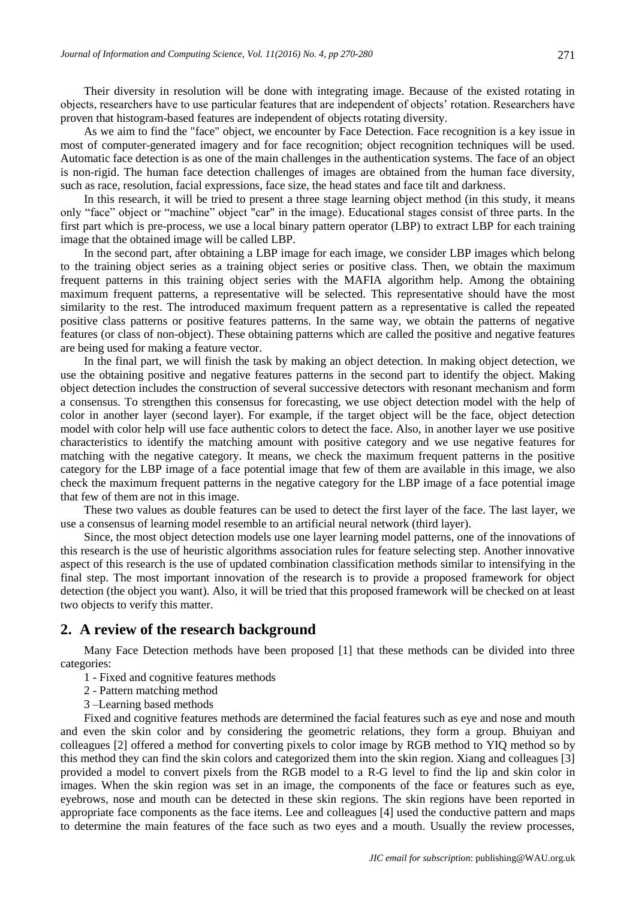Their diversity in resolution will be done with integrating image. Because of the existed rotating in objects, researchers have to use particular features that are independent of objects' rotation. Researchers have proven that histogram-based features are independent of objects rotating diversity.

As we aim to find the "face" object, we encounter by Face Detection. Face recognition is a key issue in most of computer-generated imagery and for face recognition; object recognition techniques will be used. Automatic face detection is as one of the main challenges in the authentication systems. The face of an object is non-rigid. The human face detection challenges of images are obtained from the human face diversity, such as race, resolution, facial expressions, face size, the head states and face tilt and darkness.

In this research, it will be tried to present a three stage learning object method (in this study, it means only "face" object or "machine" object "car" in the image). Educational stages consist of three parts. In the first part which is pre-process, we use a local binary pattern operator (LBP) to extract LBP for each training image that the obtained image will be called LBP.

In the second part, after obtaining a LBP image for each image, we consider LBP images which belong to the training object series as a training object series or positive class. Then, we obtain the maximum frequent patterns in this training object series with the MAFIA algorithm help. Among the obtaining maximum frequent patterns, a representative will be selected. This representative should have the most similarity to the rest. The introduced maximum frequent pattern as a representative is called the repeated positive class patterns or positive features patterns. In the same way, we obtain the patterns of negative features (or class of non-object). These obtaining patterns which are called the positive and negative features are being used for making a feature vector.

In the final part, we will finish the task by making an object detection. In making object detection, we use the obtaining positive and negative features patterns in the second part to identify the object. Making object detection includes the construction of several successive detectors with resonant mechanism and form a consensus. To strengthen this consensus for forecasting, we use object detection model with the help of color in another layer (second layer). For example, if the target object will be the face, object detection model with color help will use face authentic colors to detect the face. Also, in another layer we use positive characteristics to identify the matching amount with positive category and we use negative features for matching with the negative category. It means, we check the maximum frequent patterns in the positive category for the LBP image of a face potential image that few of them are available in this image, we also check the maximum frequent patterns in the negative category for the LBP image of a face potential image that few of them are not in this image.

These two values as double features can be used to detect the first layer of the face. The last layer, we use a consensus of learning model resemble to an artificial neural network (third layer).

Since, the most object detection models use one layer learning model patterns, one of the innovations of this research is the use of heuristic algorithms association rules for feature selecting step. Another innovative aspect of this research is the use of updated combination classification methods similar to intensifying in the final step. The most important innovation of the research is to provide a proposed framework for object detection (the object you want). Also, it will be tried that this proposed framework will be checked on at least two objects to verify this matter.

## 2. A review of the research background

Many Face Detection methods have been proposed [1] that these methods can be divided into three categories:

1 - Fixed and cognitive features methods

2 - Pattern matching method

3 –Learning based methods

Fixed and cognitive features methods are determined the facial features such as eye and nose and mouth and even the skin color and by considering the geometric relations, they form a group. Bhuiyan and colleagues [2] offered a method for converting pixels to color image by RGB method to YIQ method so by this method they can find the skin colors and categorized them into the skin region. Xiang and colleagues [3] provided a model to convert pixels from the RGB model to a R-G level to find the lip and skin color in images. When the skin region was set in an image, the components of the face or features such as eye, eyebrows, nose and mouth can be detected in these skin regions. The skin regions have been reported in appropriate face components as the face items. Lee and colleagues [4] used the conductive pattern and maps to determine the main features of the face such as two eyes and a mouth. Usually the review processes,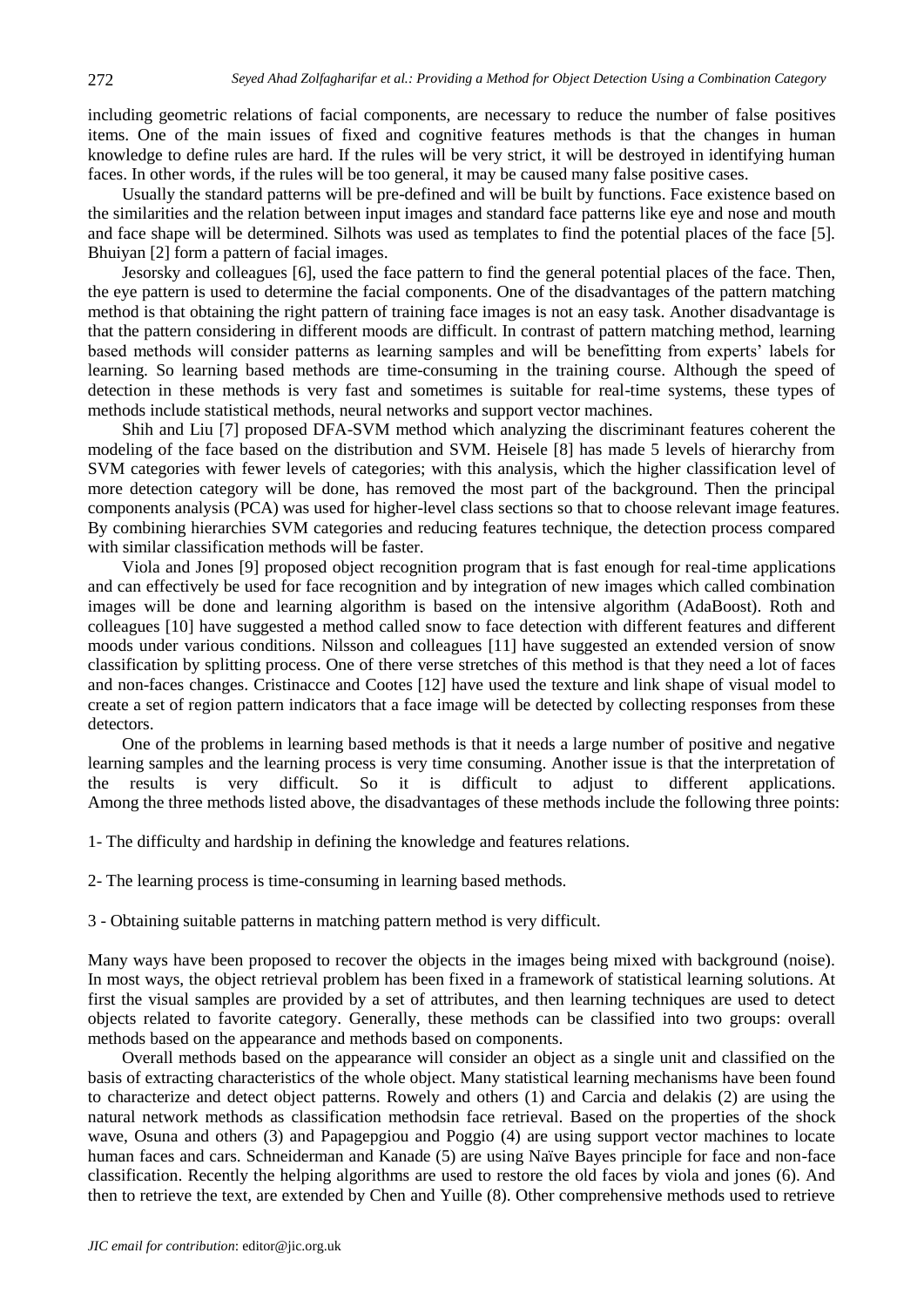including geometric relations of facial components, are necessary to reduce the number of false positives items. One of the main issues of fixed and cognitive features methods is that the changes in human knowledge to define rules are hard. If the rules will be very strict, it will be destroyed in identifying human faces. In other words, if the rules will be too general, it may be caused many false positive cases.

Usually the standard patterns will be pre-defined and will be built by functions. Face existence based on the similarities and the relation between input images and standard face patterns like eye and nose and mouth and face shape will be determined. Silhots was used as templates to find the potential places of the face [5]. Bhuiyan [2] form a pattern of facial images.

Jesorsky and colleagues [6], used the face pattern to find the general potential places of the face. Then, the eye pattern is used to determine the facial components. One of the disadvantages of the pattern matching method is that obtaining the right pattern of training face images is not an easy task. Another disadvantage is that the pattern considering in different moods are difficult. In contrast of pattern matching method, learning based methods will consider patterns as learning samples and will be benefitting from experts' labels for learning. So learning based methods are time-consuming in the training course. Although the speed of detection in these methods is very fast and sometimes is suitable for real-time systems, these types of methods include statistical methods, neural networks and support vector machines.

Shih and Liu [7] proposed DFA-SVM method which analyzing the discriminant features coherent the modeling of the face based on the distribution and SVM. Heisele [8] has made 5 levels of hierarchy from SVM categories with fewer levels of categories; with this analysis, which the higher classification level of more detection category will be done, has removed the most part of the background. Then the principal components analysis (PCA) was used for higher-level class sections so that to choose relevant image features. By combining hierarchies SVM categories and reducing features technique, the detection process compared with similar classification methods will be faster.

Viola and Jones [9] proposed object recognition program that is fast enough for real-time applications and can effectively be used for face recognition and by integration of new images which called combination images will be done and learning algorithm is based on the intensive algorithm (AdaBoost). Roth and colleagues [10] have suggested a method called snow to face detection with different features and different moods under various conditions. Nilsson and colleagues [11] have suggested an extended version of snow classification by splitting process. One of there verse stretches of this method is that they need a lot of faces and non-faces changes. Cristinacce and Cootes [12] have used the texture and link shape of visual model to create a set of region pattern indicators that a face image will be detected by collecting responses from these detectors.

One of the problems in learning based methods is that it needs a large number of positive and negative learning samples and the learning process is very time consuming. Another issue is that the interpretation of the results is very difficult. So it is difficult to adjust to different applications. Among the three methods listed above, the disadvantages of these methods include the following three points:

1- The difficulty and hardship in defining the knowledge and features relations.

2- The learning process is time-consuming in learning based methods.

3 - Obtaining suitable patterns in matching pattern method is very difficult.

Many ways have been proposed to recover the objects in the images being mixed with background (noise). In most ways, the object retrieval problem has been fixed in a framework of statistical learning solutions. At first the visual samples are provided by a set of attributes, and then learning techniques are used to detect objects related to favorite category. Generally, these methods can be classified into two groups: overall methods based on the appearance and methods based on components.

Overall methods based on the appearance will consider an object as a single unit and classified on the basis of extracting characteristics of the whole object. Many statistical learning mechanisms have been found to characterize and detect object patterns. Rowely and others (1) and Carcia and delakis (2) are using the natural network methods as classification methodsin face retrieval. Based on the properties of the shock wave, Osuna and others (3) and Papagepgiou and Poggio (4) are using support vector machines to locate human faces and cars. Schneiderman and Kanade (5) are using Naïve Bayes principle for face and non-face classification. Recently the helping algorithms are used to restore the old faces by viola and jones (6). And then to retrieve the text, are extended by Chen and Yuille (8). Other comprehensive methods used to retrieve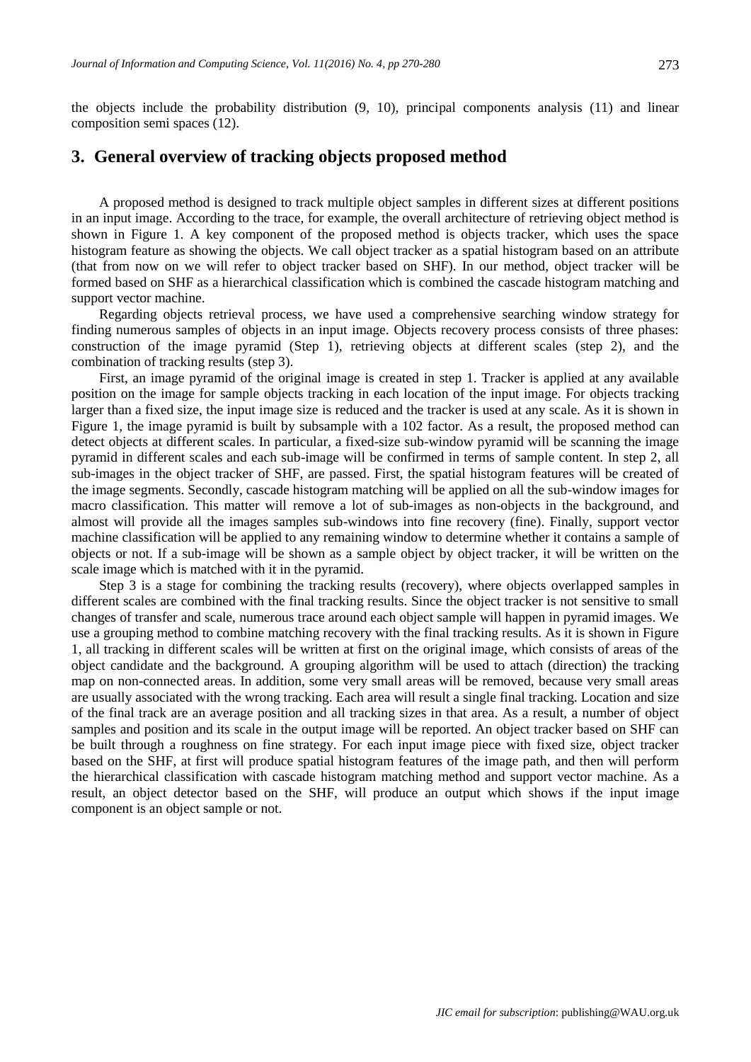the objects include the probability distribution (9, 10), principal components analysis (11) and linear composition semi spaces (12).

## 3. General overview of tracking objects proposed method

A proposed method is designed to track multiple object samples in different sizes at different positions in an input image. According to the trace, for example, the overall architecture of retrieving object method is shown in Figure 1. A key component of the proposed method is objects tracker, which uses the space histogram feature as showing the objects. We call object tracker as a spatial histogram based on an attribute (that from now on we will refer to object tracker based on SHF). In our method, object tracker will be formed based on SHF as a hierarchical classification which is combined the cascade histogram matching and support vector machine.

Regarding objects retrieval process, we have used a comprehensive searching window strategy for finding numerous samples of objects in an input image. Objects recovery process consists of three phases: construction of the image pyramid (Step 1), retrieving objects at different scales (step 2), and the combination of tracking results (step 3).

First, an image pyramid of the original image is created in step 1. Tracker is applied at any available position on the image for sample objects tracking in each location of the input image. For objects tracking larger than a fixed size, the input image size is reduced and the tracker is used at any scale. As it is shown in Figure 1, the image pyramid is built by subsample with a 102 factor. As a result, the proposed method can detect objects at different scales. In particular, a fixed-size sub-window pyramid will be scanning the image pyramid in different scales and each sub-image will be confirmed in terms of sample content. In step 2, all sub-images in the object tracker of SHF, are passed. First, the spatial histogram features will be created of the image segments. Secondly, cascade histogram matching will be applied on all the sub-window images for macro classification. This matter will remove a lot of sub-images as non-objects in the background, and almost will provide all the images samples sub-windows into fine recovery (fine). Finally, support vector machine classification will be applied to any remaining window to determine whether it contains a sample of objects or not. If a sub-image will be shown as a sample object by object tracker, it will be written on the scale image which is matched with it in the pyramid.

Step 3 is a stage for combining the tracking results (recovery), where objects overlapped samples in different scales are combined with the final tracking results. Since the object tracker is not sensitive to small changes of transfer and scale, numerous trace around each object sample will happen in pyramid images. We use a grouping method to combine matching recovery with the final tracking results. As it is shown in Figure 1, all tracking in different scales will be written at first on the original image, which consists of areas of the object candidate and the background. A grouping algorithm will be used to attach (direction) the tracking map on non-connected areas. In addition, some very small areas will be removed, because very small areas are usually associated with the wrong tracking. Each area will result a single final tracking. Location and size of the final track are an average position and all tracking sizes in that area. As a result, a number of object samples and position and its scale in the output image will be reported. An object tracker based on SHF can be built through a roughness on fine strategy. For each input image piece with fixed size, object tracker based on the SHF, at first will produce spatial histogram features of the image path, and then will perform the hierarchical classification with cascade histogram matching method and support vector machine. As a result, an object detector based on the SHF, will produce an output which shows if the input image component is an object sample or not.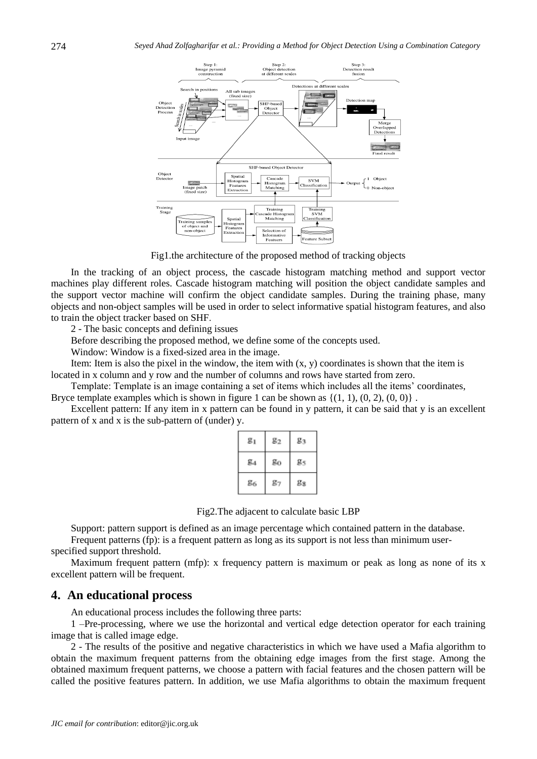Fig1.the architecture of the proposed method of tracking objects

In the tracking of an object process, the cascade histogram matching method and support vector machines play different roles. Cascade histogram matching will position the object candidate samples and the support vector machine will confirm the object candidate samples. During the training phase, many objects and non-object samples will be used in order to select informative spatial histogram features, and also to train the object tracker based on SHF.

2 - The basic concepts and defining issues

Before describing the proposed method, we define some of the concepts used.

Window: Window is a fixed-sized area in the image.

Item: Item is also the pixel in the window, the item with (x, y) coordinates is shown that the item is located in x column and y row and the number of columns and rows have started from zero.

Template: Template is an image containing a set of items which includes all the items' coordinates, Bryce template examples which is shown in figure 1 can be shown as {(1, 1), (0, 2), (0, 0)} .

Excellent pattern: If any item in x pattern can be found in y pattern, it can be said that y is an excellent pattern of x and x is the sub-pattern of (under) y.

| $g_1$ | $g_2$ | $g_3$ |
|---|---|---|
| $g_4$ | $g_0$ | $g_5$ |
| $g_6$ | $g_7$ | $g_8$ |

Fig2.The adjacent to calculate basic LBP

Support: pattern support is defined as an image percentage which contained pattern in the database.

Frequent patterns (fp): is a frequent pattern as long as its support is not less than minimum user-specified support threshold.

Maximum frequent pattern (mfp): x frequency pattern is maximum or peak as long as none of its x excellent pattern will be frequent.

## 4. An educational process

An educational process includes the following three parts:

1 –Pre-processing, where we use the horizontal and vertical edge detection operator for each training image that is called image edge.

2 - The results of the positive and negative characteristics in which we have used a Mafia algorithm to obtain the maximum frequent patterns from the obtaining edge images from the first stage. Among the obtained maximum frequent patterns, we choose a pattern with facial features and the chosen pattern will be called the positive features pattern. In addition, we use Mafia algorithms to obtain the maximum frequent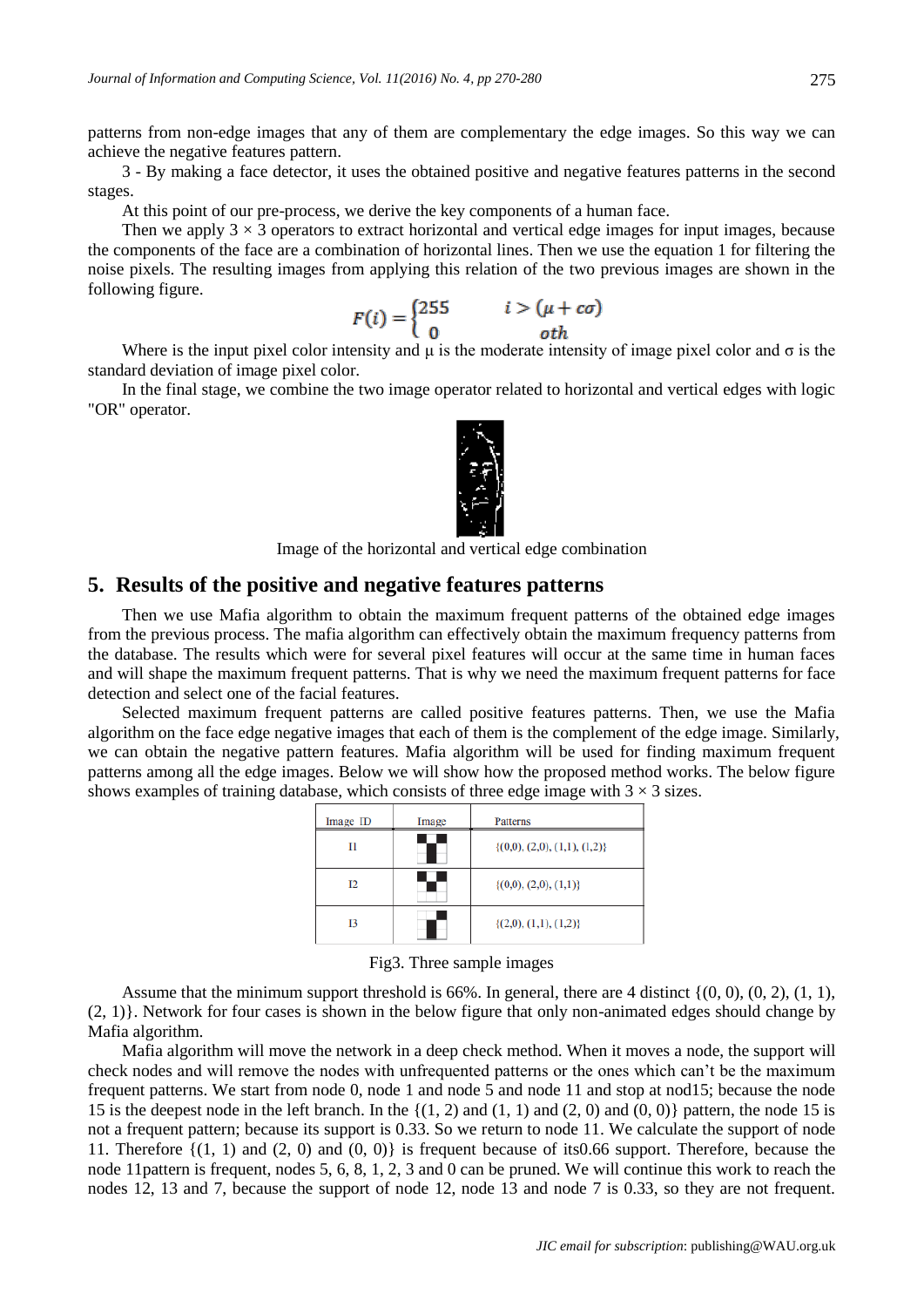patterns from non-edge images that any of them are complementary the edge images. So this way we can achieve the negative features pattern.

3 - By making a face detector, it uses the obtained positive and negative features patterns in the second stages.

At this point of our pre-process, we derive the key components of a human face.

Then we apply $3 \times 3$ operators to extract horizontal and vertical edge images for input images, because the components of the face are a combination of horizontal lines. Then we use the equation 1 for filtering the noise pixels. The resulting images from applying this relation of the two previous images are shown in the following figure.

$$F(i) = \begin{cases} 255 & i > (\mu + c\sigma) \\ 0 & oth \end{cases}$$

Where is the input pixel color intensity and μ is the moderate intensity of image pixel color and σ is the standard deviation of image pixel color.

In the final stage, we combine the two image operator related to horizontal and vertical edges with logic "OR" operator.

Image of the horizontal and vertical edge combination

## 5. Results of the positive and negative features patterns

Then we use Mafia algorithm to obtain the maximum frequent patterns of the obtained edge images from the previous process. The mafia algorithm can effectively obtain the maximum frequency patterns from the database. The results which were for several pixel features will occur at the same time in human faces and will shape the maximum frequent patterns. That is why we need the maximum frequent patterns for face detection and select one of the facial features.

Selected maximum frequent patterns are called positive features patterns. Then, we use the Mafia algorithm on the face edge negative images that each of them is the complement of the edge image. Similarly, we can obtain the negative pattern features. Mafia algorithm will be used for finding maximum frequent patterns among all the edge images. Below we will show how the proposed method works. The below figure shows examples of training database, which consists of three edge image with $3 \times 3$ sizes.

| Image ID | Image | Patterns |
|---|---|---|
| I1 | | {(0,0), (2,0), (1,1), (1,2)} |
| I2 | | {(0,0), (2,0), (1,1)} |
| I3 | | {(2,0), (1,1), (1,2)} |

Fig3. Three sample images

Assume that the minimum support threshold is 66%. In general, there are 4 distinct {(0, 0), (0, 2), (1, 1), (2, 1)}. Network for four cases is shown in the below figure that only non-animated edges should change by Mafia algorithm.

Mafia algorithm will move the network in a deep check method. When it moves a node, the support will check nodes and will remove the nodes with unfrequented patterns or the ones which can't be the maximum frequent patterns. We start from node 0, node 1 and node 5 and node 11 and stop at nod15; because the node 15 is the deepest node in the left branch. In the {(1, 2) and (1, 1) and (2, 0) and (0, 0)} pattern, the node 15 is not a frequent pattern; because its support is 0.33. So we return to node 11. We calculate the support of node 11. Therefore {(1, 1) and (2, 0) and (0, 0)} is frequent because of its0.66 support. Therefore, because the node 11pattern is frequent, nodes 5, 6, 8, 1, 2, 3 and 0 can be pruned. We will continue this work to reach the nodes 12, 13 and 7, because the support of node 12, node 13 and node 7 is 0.33, so they are not frequent.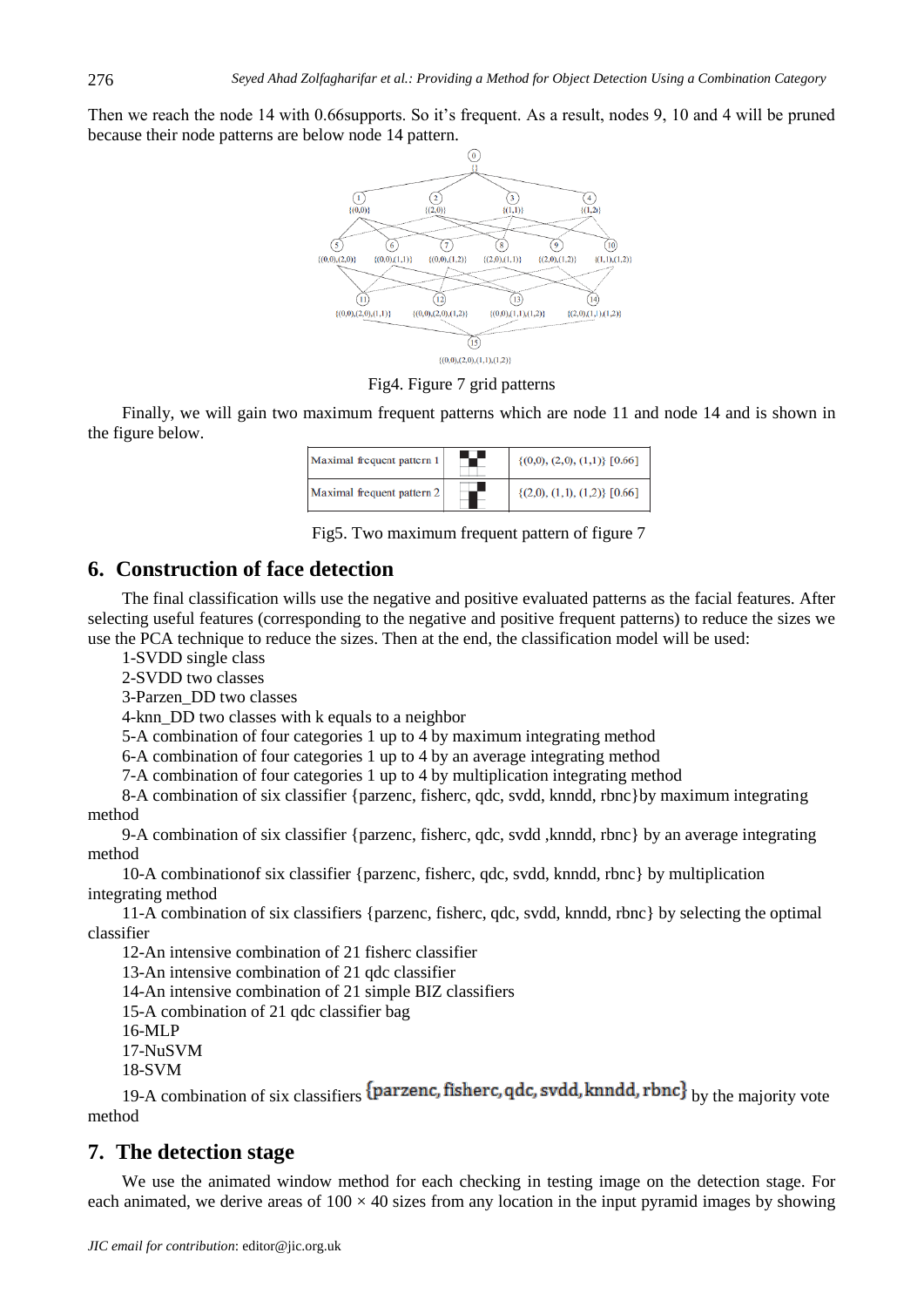Then we reach the node 14 with 0.66supports. So it's frequent. As a result, nodes 9, 10 and 4 will be pruned because their node patterns are below node 14 pattern.

Fig4. Figure 7 grid patterns

Finally, we will gain two maximum frequent patterns which are node 11 and node 14 and is shown in the figure below.

| Maximal frequent pattern 1 | | {(0,0), (2,0), (1,1)} [0.66] |
|---|---|---|
| Maximal frequent pattern 2 | | {(2,0), (1,1), (1,2)} [0.66] |

Fig5. Two maximum frequent pattern of figure 7

## 6. Construction of face detection

The final classification wills use the negative and positive evaluated patterns as the facial features. After selecting useful features (corresponding to the negative and positive frequent patterns) to reduce the sizes we use the PCA technique to reduce the sizes. Then at the end, the classification model will be used:

1-SVDD single class
2-SVDD two classes
3-Parzen_DD two classes
4-knn_DD two classes with k equals to a neighbor
5-A combination of four categories 1 up to 4 by maximum integrating method
6-A combination of four categories 1 up to 4 by an average integrating method
7-A combination of four categories 1 up to 4 by multiplication integrating method
8-A combination of six classifier {parzenc, fisherc, qdc, svdd, knndd, rbnc}by maximum integrating method
9-A combination of six classifier {parzenc, fisherc, qdc, svdd ,knndd, rbnc} by an average integrating method
10-A combinationof six classifier {parzenc, fisherc, qdc, svdd, knndd, rbnc} by multiplication integrating method
11-A combination of six classifiers {parzenc, fisherc, qdc, svdd, knndd, rbnc} by selecting the optimal classifier
12-An intensive combination of 21 fisherc classifier
13-An intensive combination of 21 qdc classifier
14-An intensive combination of 21 simple BIZ classifiers
15-A combination of 21 qdc classifier bag
16-MLP
17-NuSVM
18-SVM
19-A combination of six classifiers {parzenc, fisherc, qdc, svdd, knndd, rbnc} by the majority vote method

## 7. The detection stage

We use the animated window method for each checking in testing image on the detection stage. For each animated, we derive areas of $100 \times 40$ sizes from any location in the input pyramid images by showing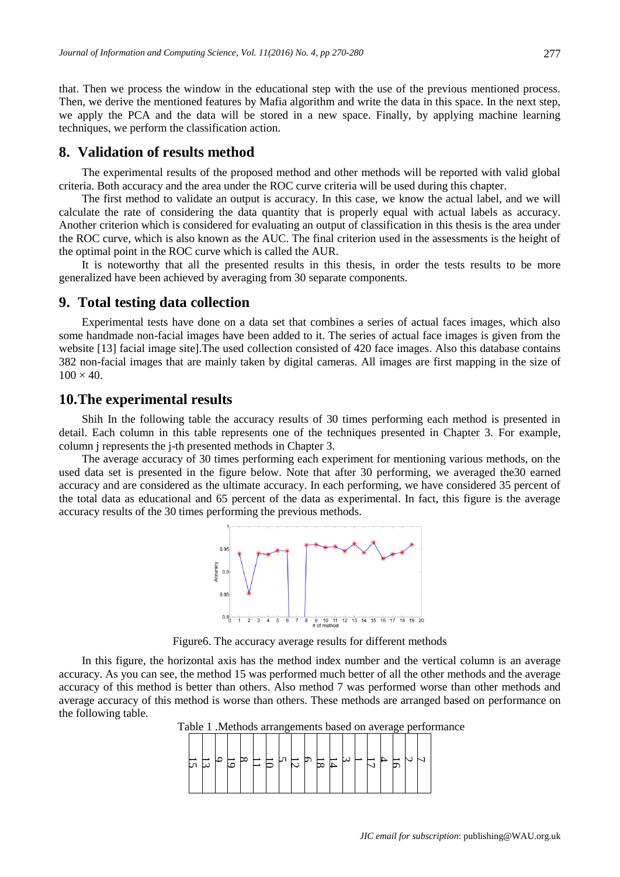that. Then we process the window in the educational step with the use of the previous mentioned process. Then, we derive the mentioned features by Mafia algorithm and write the data in this space. In the next step, we apply the PCA and the data will be stored in a new space. Finally, by applying machine learning techniques, we perform the classification action.

## 8. Validation of results method

The experimental results of the proposed method and other methods will be reported with valid global criteria. Both accuracy and the area under the ROC curve criteria will be used during this chapter.

The first method to validate an output is accuracy. In this case, we know the actual label, and we will calculate the rate of considering the data quantity that is properly equal with actual labels as accuracy. Another criterion which is considered for evaluating an output of classification in this thesis is the area under the ROC curve, which is also known as the AUC. The final criterion used in the assessments is the height of the optimal point in the ROC curve which is called the AUR.

It is noteworthy that all the presented results in this thesis, in order the tests results to be more generalized have been achieved by averaging from 30 separate components.

## 9. Total testing data collection

Experimental tests have done on a data set that combines a series of actual faces images, which also some handmade non-facial images have been added to it. The series of actual face images is given from the website [13] facial image site].The used collection consisted of 420 face images. Also this database contains 382 non-facial images that are mainly taken by digital cameras. All images are first mapping in the size of $100 \times 40$.

## 10. The experimental results

Shih In the following table the accuracy results of 30 times performing each method is presented in detail. Each column in this table represents one of the techniques presented in Chapter 3. For example, column j represents the j-th presented methods in Chapter 3.

The average accuracy of 30 times performing each experiment for mentioning various methods, on the used data set is presented in the figure below. Note that after 30 performing, we averaged the30 earned accuracy and are considered as the ultimate accuracy. In each performing, we have considered 35 percent of the total data as educational and 65 percent of the data as experimental. In fact, this figure is the average accuracy results of the 30 times performing the previous methods.

Figure6. The accuracy average results for different methods

In this figure, the horizontal axis has the method index number and the vertical column is an average accuracy. As you can see, the method 15 was performed much better of all the other methods and the average accuracy of this method is better than others. Also method 7 was performed worse than other methods and average accuracy of this method is worse than others. These methods are arranged based on performance on the following table.

Table 1 .Methods arrangements based on average performance

| 15 | 13 | 9 | 19 | 8 | 11 | 10 | 5 | 12 | 6 | 18 | 14 | 3 | 1 | 17 | 4 | 16 | 2 | 7 |
|---|---|---|---|---|---|---|---|---|---|---|---|---|---|---|---|---|---|---|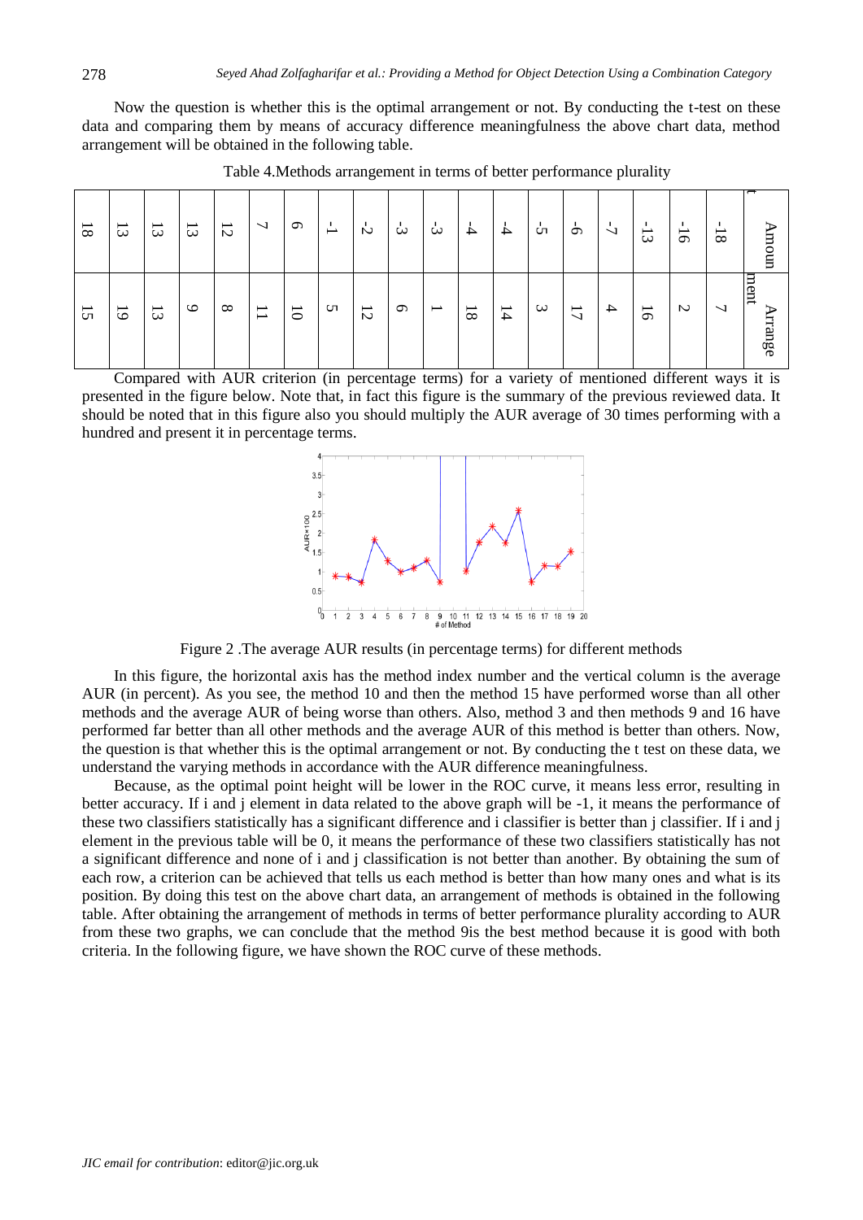Now the question is whether this is the optimal arrangement or not. By conducting the t-test on these data and comparing them by means of accuracy difference meaningfulness the above chart data, method arrangement will be obtained in the following table.

Table 4.Methods arrangement in terms of better performance plurality

| Amount | Arrangement |
|---|---|
| -18 | 7 |
| -16 | 2 |
| -13 | 16 |
| -7 | 4 |
| -6 | 17 |
| -5 | 3 |
| -4 | 14 |
| -4 | 18 |
| -3 | 1 |
| -3 | 6 |
| -2 | 12 |
| -1 | 5 |
| 6 | 10 |
| 7 | 11 |
| 12 | 8 |
| 13 | 9 |
| 13 | 13 |
| 13 | 19 |
| 18 | 15 |

Compared with AUR criterion (in percentage terms) for a variety of mentioned different ways it is presented in the figure below. Note that, in fact this figure is the summary of the previous reviewed data. It should be noted that in this figure also you should multiply the AUR average of 30 times performing with a hundred and present it in percentage terms.

Figure 2 .The average AUR results (in percentage terms) for different methods

In this figure, the horizontal axis has the method index number and the vertical column is the average AUR (in percent). As you see, the method 10 and then the method 15 have performed worse than all other methods and the average AUR of being worse than others. Also, method 3 and then methods 9 and 16 have performed far better than all other methods and the average AUR of this method is better than others. Now, the question is that whether this is the optimal arrangement or not. By conducting the t test on these data, we understand the varying methods in accordance with the AUR difference meaningfulness.

Because, as the optimal point height will be lower in the ROC curve, it means less error, resulting in better accuracy. If i and j element in data related to the above graph will be -1, it means the performance of these two classifiers statistically has a significant difference and i classifier is better than j classifier. If i and j element in the previous table will be 0, it means the performance of these two classifiers statistically has not a significant difference and none of i and j classification is not better than another. By obtaining the sum of each row, a criterion can be achieved that tells us each method is better than how many ones and what is its position. By doing this test on the above chart data, an arrangement of methods is obtained in the following table. After obtaining the arrangement of methods in terms of better performance plurality according to AUR from these two graphs, we can conclude that the method 9is the best method because it is good with both criteria. In the following figure, we have shown the ROC curve of these methods.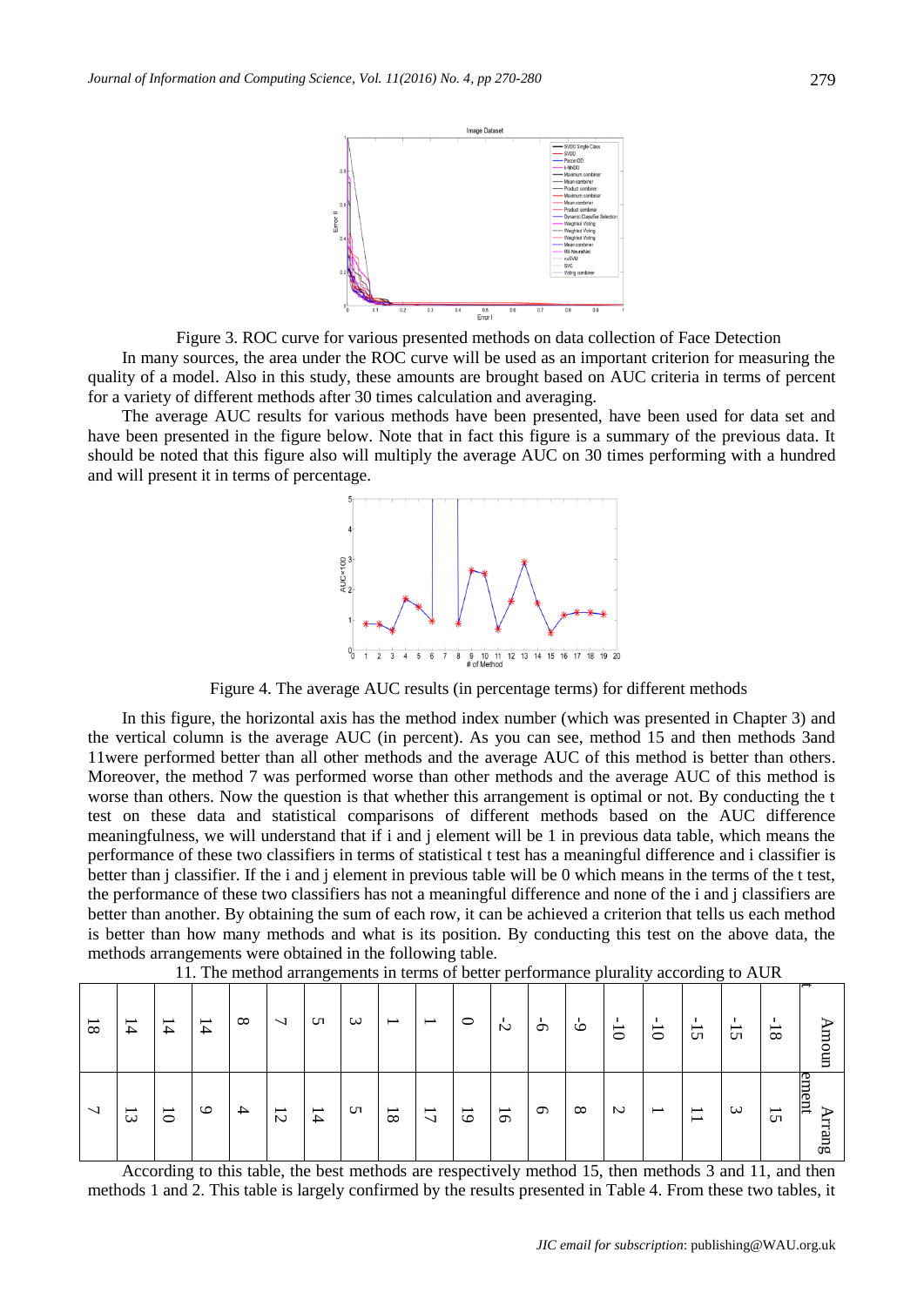Figure 3. ROC curve for various presented methods on data collection of Face Detection

In many sources, the area under the ROC curve will be used as an important criterion for measuring the quality of a model. Also in this study, these amounts are brought based on AUC criteria in terms of percent for a variety of different methods after 30 times calculation and averaging.

The average AUC results for various methods have been presented, have been used for data set and have been presented in the figure below. Note that in fact this figure is a summary of the previous data. It should be noted that this figure also will multiply the average AUC on 30 times performing with a hundred and will present it in terms of percentage.

Figure 4. The average AUC results (in percentage terms) for different methods

In this figure, the horizontal axis has the method index number (which was presented in Chapter 3) and the vertical column is the average AUC (in percent). As you can see, method 15 and then methods 3and 11were performed better than all other methods and the average AUC of this method is better than others. Moreover, the method 7 was performed worse than other methods and the average AUC of this method is worse than others. Now the question is that whether this arrangement is optimal or not. By conducting the t test on these data and statistical comparisons of different methods based on the AUC difference meaningfulness, we will understand that if i and j element will be 1 in previous data table, which means the performance of these two classifiers in terms of statistical t test has a meaningful difference and i classifier is better than j classifier. If the i and j element in previous table will be 0 which means in the terms of the t test, the performance of these two classifiers has not a meaningful difference and none of the i and j classifiers are better than another. By obtaining the sum of each row, it can be achieved a criterion that tells us each method is better than how many methods and what is its position. By conducting this test on the above data, the methods arrangements were obtained in the following table.

11. The method arrangements in terms of better performance plurality according to AUR

| Amount | -18 | -15 | -15 | -10 | -10 | -9 | -6 | -2 | 0 | 1 | 1 | 3 | 5 | 7 | 8 | 14 | 14 | 14 | 18 |
|---|---|---|---|---|---|---|---|---|---|---|---|---|---|---|---|---|---|---|---|
| Arrangement | 15 | 3 | 11 | 1 | 2 | 8 | 6 | 16 | 19 | 17 | 18 | 5 | 14 | 12 | 4 | 9 | 10 | 13 | 7 |

According to this table, the best methods are respectively method 15, then methods 3 and 11, and then methods 1 and 2. This table is largely confirmed by the results presented in Table 4. From these two tables, it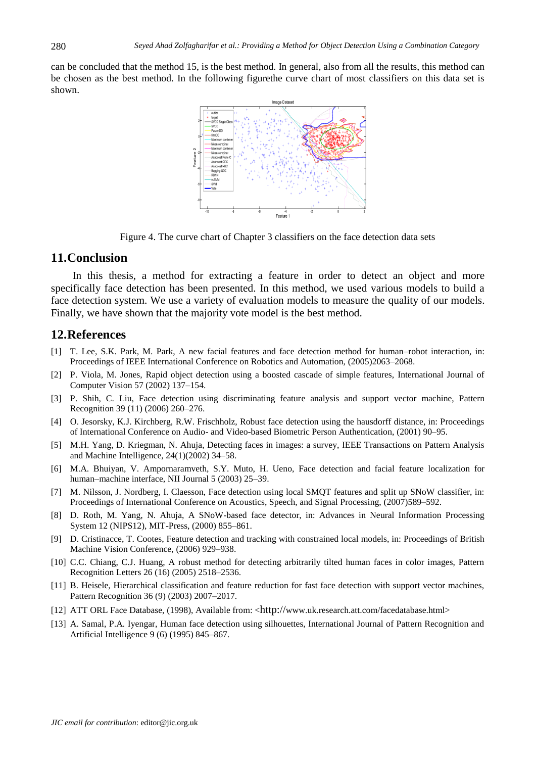can be concluded that the method 15, is the best method. In general, also from all the results, this method can be chosen as the best method. In the following figurethe curve chart of most classifiers on this data set is shown.

Image Dataset

Feature 2

Feature 1

Figure 4. The curve chart of Chapter 3 classifiers on the face detection data sets

## 11.Conclusion

In this thesis, a method for extracting a feature in order to detect an object and more specifically face detection has been presented. In this method, we used various models to build a face detection system. We use a variety of evaluation models to measure the quality of our models. Finally, we have shown that the majority vote model is the best method.

## 12.References

[1] T. Lee, S.K. Park, M. Park, A new facial features and face detection method for human–robot interaction, in: Proceedings of IEEE International Conference on Robotics and Automation, (2005)2063–2068.

[2] P. Viola, M. Jones, Rapid object detection using a boosted cascade of simple features, International Journal of Computer Vision 57 (2002) 137–154.

[3] P. Shih, C. Liu, Face detection using discriminating feature analysis and support vector machine, Pattern Recognition 39 (11) (2006) 260–276.

[4] O. Jesorsky, K.J. Kirchberg, R.W. Frischholz, Robust face detection using the hausdorff distance, in: Proceedings of International Conference on Audio- and Video-based Biometric Person Authentication, (2001) 90–95.

[5] M.H. Yang, D. Kriegman, N. Ahuja, Detecting faces in images: a survey, IEEE Transactions on Pattern Analysis and Machine Intelligence, 24(1)(2002) 34–58.

[6] M.A. Bhuiyan, V. Ampornaramveth, S.Y. Muto, H. Ueno, Face detection and facial feature localization for human–machine interface, NII Journal 5 (2003) 25–39.

[7] M. Nilsson, J. Nordberg, I. Claesson, Face detection using local SMQT features and split up SNoW classifier, in: Proceedings of International Conference on Acoustics, Speech, and Signal Processing, (2007)589–592.

[8] D. Roth, M. Yang, N. Ahuja, A SNoW-based face detector, in: Advances in Neural Information Processing System 12 (NIPS12), MIT-Press, (2000) 855–861.

[9] D. Cristinacce, T. Cootes, Feature detection and tracking with constrained local models, in: Proceedings of British Machine Vision Conference, (2006) 929–938.

[10] C.C. Chiang, C.J. Huang, A robust method for detecting arbitrarily tilted human faces in color images, Pattern Recognition Letters 26 (16) (2005) 2518–2536.

[11] B. Heisele, Hierarchical classification and feature reduction for fast face detection with support vector machines, Pattern Recognition 36 (9) (2003) 2007–2017.

[12] ATT ORL Face Database, (1998), Available from: <http://www.uk.research.att.com/facedatabase.html>

[13] A. Samal, P.A. Iyengar, Human face detection using silhouettes, International Journal of Pattern Recognition and Artificial Intelligence 9 (6) (1995) 845–867.